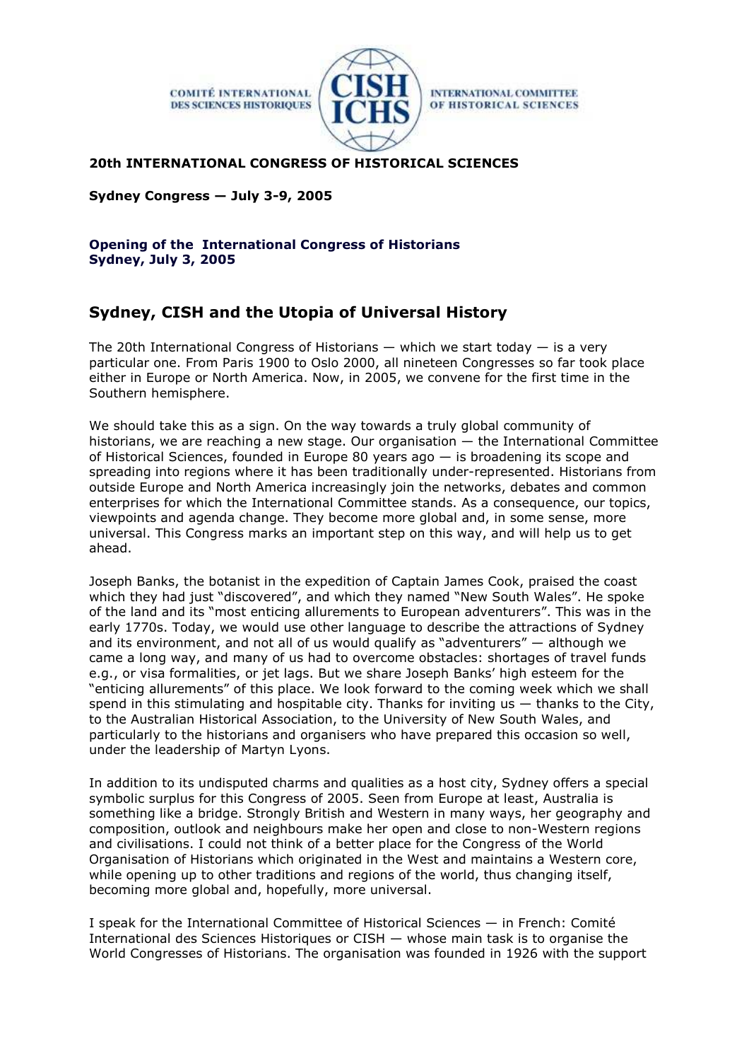COMITÉ INTERNATIONAL DES SCIENCES HISTORIQUES — CISH ICHS — INTERNATIONAL COMMITTEE OF HISTORICAL SCIENCES

**20th INTERNATIONAL CONGRESS OF HISTORICAL SCIENCES**

**Sydney Congress — July 3-9, 2005**

**Opening of the International Congress of Historians**
**Sydney, July 3, 2005**

## Sydney, CISH and the Utopia of Universal History

The 20th International Congress of Historians — which we start today — is a very particular one. From Paris 1900 to Oslo 2000, all nineteen Congresses so far took place either in Europe or North America. Now, in 2005, we convene for the first time in the Southern hemisphere.

We should take this as a sign. On the way towards a truly global community of historians, we are reaching a new stage. Our organisation — the International Committee of Historical Sciences, founded in Europe 80 years ago — is broadening its scope and spreading into regions where it has been traditionally under-represented. Historians from outside Europe and North America increasingly join the networks, debates and common enterprises for which the International Committee stands. As a consequence, our topics, viewpoints and agenda change. They become more global and, in some sense, more universal. This Congress marks an important step on this way, and will help us to get ahead.

Joseph Banks, the botanist in the expedition of Captain James Cook, praised the coast which they had just "discovered", and which they named "New South Wales". He spoke of the land and its "most enticing allurements to European adventurers". This was in the early 1770s. Today, we would use other language to describe the attractions of Sydney and its environment, and not all of us would qualify as "adventurers" — although we came a long way, and many of us had to overcome obstacles: shortages of travel funds e.g., or visa formalities, or jet lags. But we share Joseph Banks' high esteem for the "enticing allurements" of this place. We look forward to the coming week which we shall spend in this stimulating and hospitable city. Thanks for inviting us — thanks to the City, to the Australian Historical Association, to the University of New South Wales, and particularly to the historians and organisers who have prepared this occasion so well, under the leadership of Martyn Lyons.

In addition to its undisputed charms and qualities as a host city, Sydney offers a special symbolic surplus for this Congress of 2005. Seen from Europe at least, Australia is something like a bridge. Strongly British and Western in many ways, her geography and composition, outlook and neighbours make her open and close to non-Western regions and civilisations. I could not think of a better place for the Congress of the World Organisation of Historians which originated in the West and maintains a Western core, while opening up to other traditions and regions of the world, thus changing itself, becoming more global and, hopefully, more universal.

I speak for the International Committee of Historical Sciences — in French: Comité International des Sciences Historiques or CISH — whose main task is to organise the World Congresses of Historians. The organisation was founded in 1926 with the support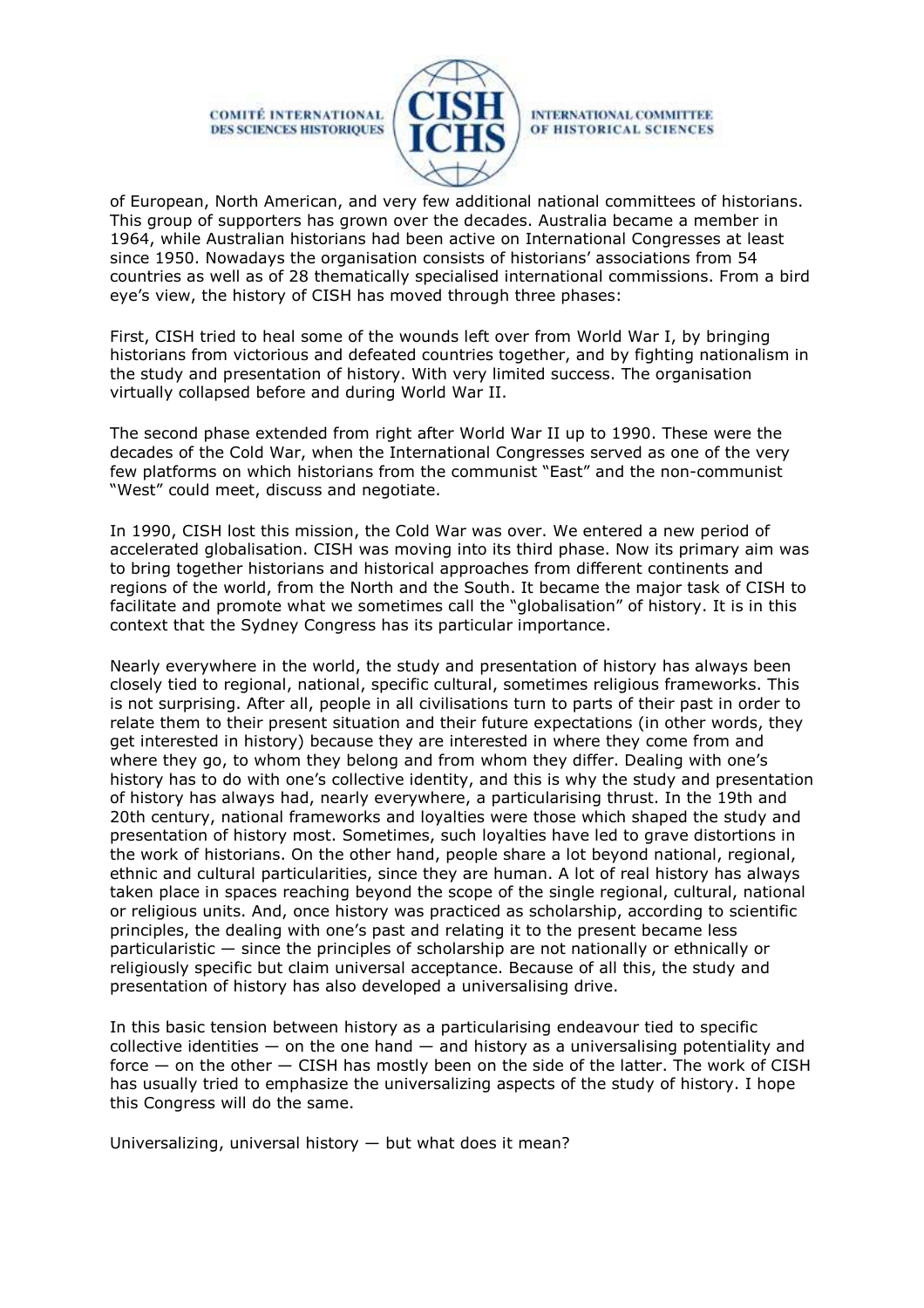of European, North American, and very few additional national committees of historians. This group of supporters has grown over the decades. Australia became a member in 1964, while Australian historians had been active on International Congresses at least since 1950. Nowadays the organisation consists of historians' associations from 54 countries as well as of 28 thematically specialised international commissions. From a bird eye's view, the history of CISH has moved through three phases:

First, CISH tried to heal some of the wounds left over from World War I, by bringing historians from victorious and defeated countries together, and by fighting nationalism in the study and presentation of history. With very limited success. The organisation virtually collapsed before and during World War II.

The second phase extended from right after World War II up to 1990. These were the decades of the Cold War, when the International Congresses served as one of the very few platforms on which historians from the communist "East" and the non-communist "West" could meet, discuss and negotiate.

In 1990, CISH lost this mission, the Cold War was over. We entered a new period of accelerated globalisation. CISH was moving into its third phase. Now its primary aim was to bring together historians and historical approaches from different continents and regions of the world, from the North and the South. It became the major task of CISH to facilitate and promote what we sometimes call the "globalisation" of history. It is in this context that the Sydney Congress has its particular importance.

Nearly everywhere in the world, the study and presentation of history has always been closely tied to regional, national, specific cultural, sometimes religious frameworks. This is not surprising. After all, people in all civilisations turn to parts of their past in order to relate them to their present situation and their future expectations (in other words, they get interested in history) because they are interested in where they come from and where they go, to whom they belong and from whom they differ. Dealing with one's history has to do with one's collective identity, and this is why the study and presentation of history has always had, nearly everywhere, a particularising thrust. In the 19th and 20th century, national frameworks and loyalties were those which shaped the study and presentation of history most. Sometimes, such loyalties have led to grave distortions in the work of historians. On the other hand, people share a lot beyond national, regional, ethnic and cultural particularities, since they are human. A lot of real history has always taken place in spaces reaching beyond the scope of the single regional, cultural, national or religious units. And, once history was practiced as scholarship, according to scientific principles, the dealing with one's past and relating it to the present became less particularistic — since the principles of scholarship are not nationally or ethnically or religiously specific but claim universal acceptance. Because of all this, the study and presentation of history has also developed a universalising drive.

In this basic tension between history as a particularising endeavour tied to specific collective identities — on the one hand — and history as a universalising potentiality and force — on the other — CISH has mostly been on the side of the latter. The work of CISH has usually tried to emphasize the universalizing aspects of the study of history. I hope this Congress will do the same.

Universalizing, universal history — but what does it mean?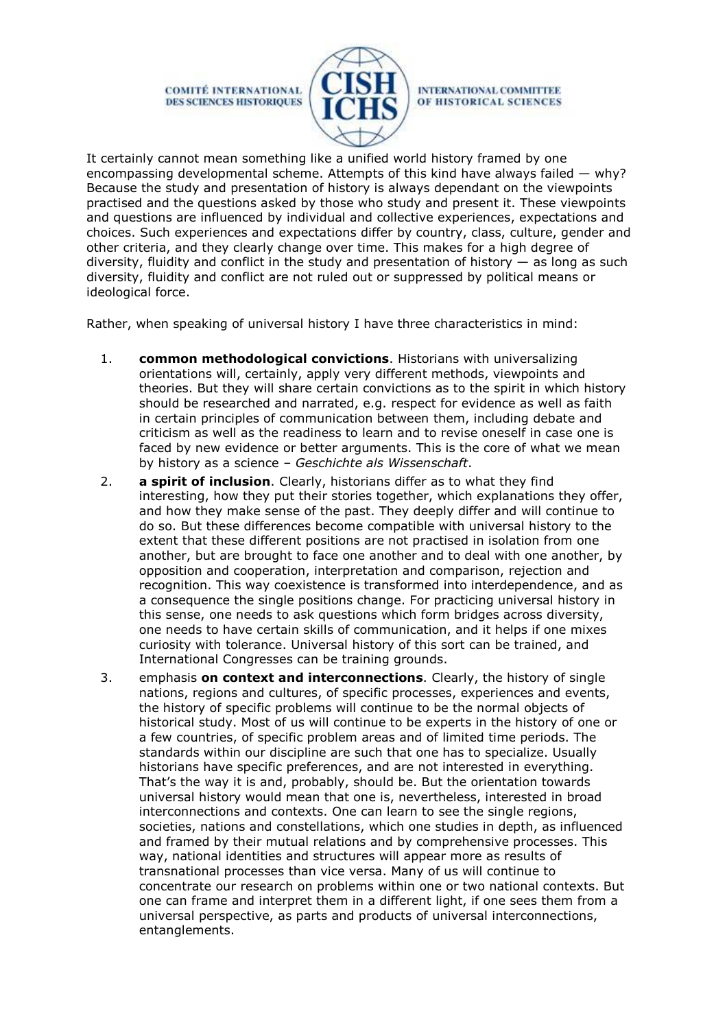It certainly cannot mean something like a unified world history framed by one encompassing developmental scheme. Attempts of this kind have always failed — why? Because the study and presentation of history is always dependant on the viewpoints practised and the questions asked by those who study and present it. These viewpoints and questions are influenced by individual and collective experiences, expectations and choices. Such experiences and expectations differ by country, class, culture, gender and other criteria, and they clearly change over time. This makes for a high degree of diversity, fluidity and conflict in the study and presentation of history — as long as such diversity, fluidity and conflict are not ruled out or suppressed by political means or ideological force.

Rather, when speaking of universal history I have three characteristics in mind:

1. **common methodological convictions**. Historians with universalizing orientations will, certainly, apply very different methods, viewpoints and theories. But they will share certain convictions as to the spirit in which history should be researched and narrated, e.g. respect for evidence as well as faith in certain principles of communication between them, including debate and criticism as well as the readiness to learn and to revise oneself in case one is faced by new evidence or better arguments. This is the core of what we mean by history as a science – *Geschichte als Wissenschaft*.
2. **a spirit of inclusion**. Clearly, historians differ as to what they find interesting, how they put their stories together, which explanations they offer, and how they make sense of the past. They deeply differ and will continue to do so. But these differences become compatible with universal history to the extent that these different positions are not practised in isolation from one another, but are brought to face one another and to deal with one another, by opposition and cooperation, interpretation and comparison, rejection and recognition. This way coexistence is transformed into interdependence, and as a consequence the single positions change. For practicing universal history in this sense, one needs to ask questions which form bridges across diversity, one needs to have certain skills of communication, and it helps if one mixes curiosity with tolerance. Universal history of this sort can be trained, and International Congresses can be training grounds.
3. emphasis **on context and interconnections**. Clearly, the history of single nations, regions and cultures, of specific processes, experiences and events, the history of specific problems will continue to be the normal objects of historical study. Most of us will continue to be experts in the history of one or a few countries, of specific problem areas and of limited time periods. The standards within our discipline are such that one has to specialize. Usually historians have specific preferences, and are not interested in everything. That's the way it is and, probably, should be. But the orientation towards universal history would mean that one is, nevertheless, interested in broad interconnections and contexts. One can learn to see the single regions, societies, nations and constellations, which one studies in depth, as influenced and framed by their mutual relations and by comprehensive processes. This way, national identities and structures will appear more as results of transnational processes than vice versa. Many of us will continue to concentrate our research on problems within one or two national contexts. But one can frame and interpret them in a different light, if one sees them from a universal perspective, as parts and products of universal interconnections, entanglements.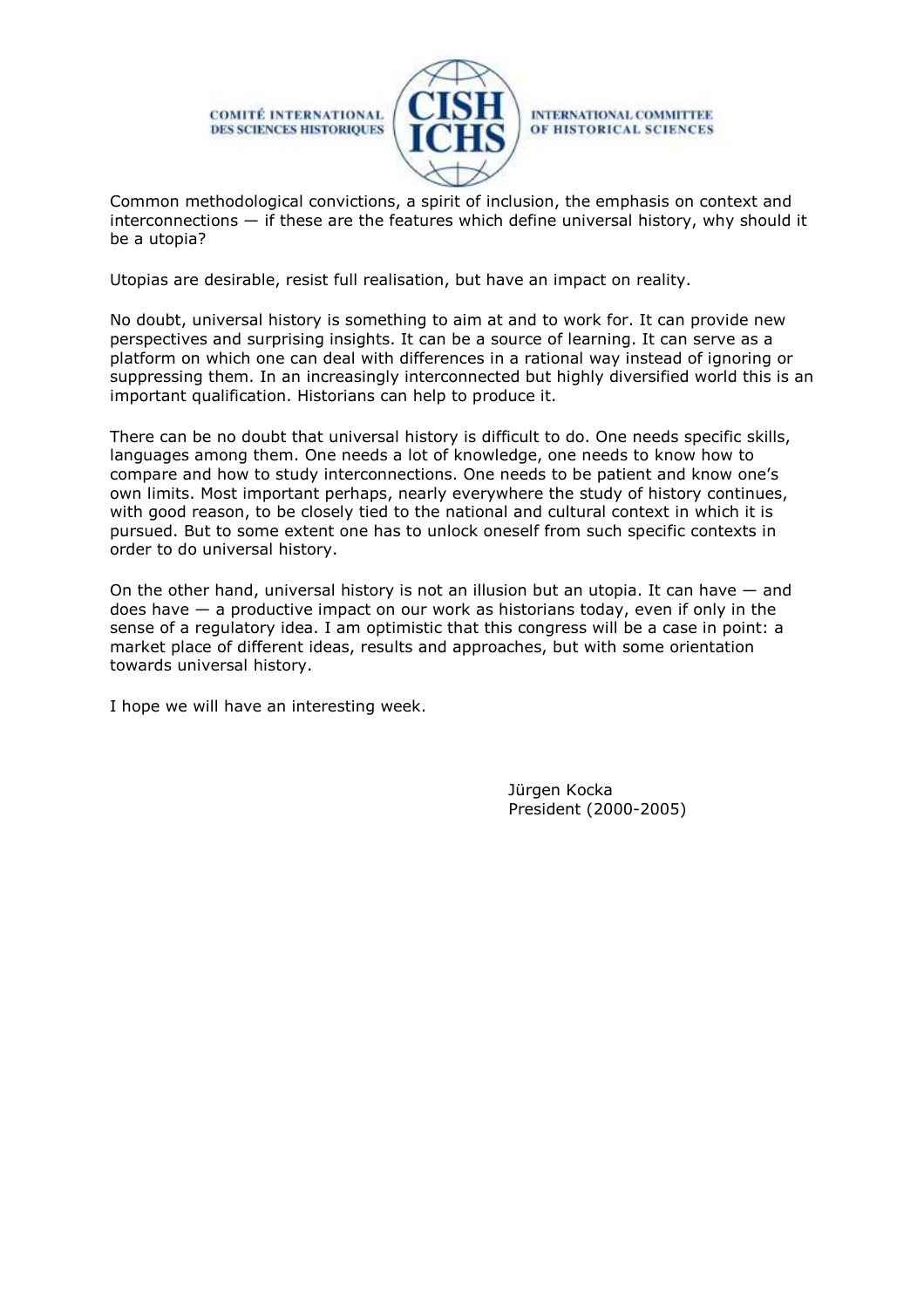Common methodological convictions, a spirit of inclusion, the emphasis on context and interconnections — if these are the features which define universal history, why should it be a utopia?

Utopias are desirable, resist full realisation, but have an impact on reality.

No doubt, universal history is something to aim at and to work for. It can provide new perspectives and surprising insights. It can be a source of learning. It can serve as a platform on which one can deal with differences in a rational way instead of ignoring or suppressing them. In an increasingly interconnected but highly diversified world this is an important qualification. Historians can help to produce it.

There can be no doubt that universal history is difficult to do. One needs specific skills, languages among them. One needs a lot of knowledge, one needs to know how to compare and how to study interconnections. One needs to be patient and know one's own limits. Most important perhaps, nearly everywhere the study of history continues, with good reason, to be closely tied to the national and cultural context in which it is pursued. But to some extent one has to unlock oneself from such specific contexts in order to do universal history.

On the other hand, universal history is not an illusion but an utopia. It can have — and does have — a productive impact on our work as historians today, even if only in the sense of a regulatory idea. I am optimistic that this congress will be a case in point: a market place of different ideas, results and approaches, but with some orientation towards universal history.

I hope we will have an interesting week.

Jürgen Kocka
President (2000-2005)